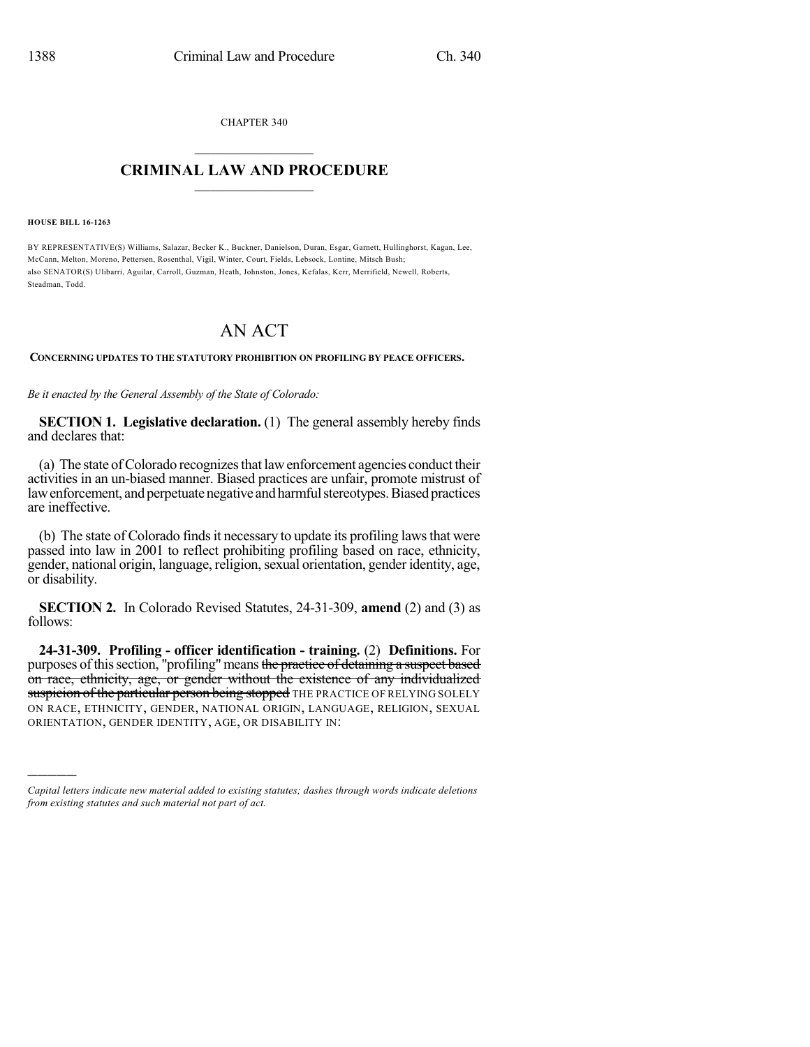CHAPTER 340

# CRIMINAL LAW AND PROCEDURE

**HOUSE BILL 16-1263**

BY REPRESENTATIVE(S) Williams, Salazar, Becker K., Buckner, Danielson, Duran, Esgar, Garnett, Hullinghorst, Kagan, Lee, McCann, Melton, Moreno, Pettersen, Rosenthal, Vigil, Winter, Court, Fields, Lebsock, Lontine, Mitsch Bush;
also SENATOR(S) Ulibarri, Aguilar, Carroll, Guzman, Heath, Johnston, Jones, Kefalas, Kerr, Merrifield, Newell, Roberts, Steadman, Todd.

# AN ACT

**CONCERNING UPDATES TO THE STATUTORY PROHIBITION ON PROFILING BY PEACE OFFICERS.**

*Be it enacted by the General Assembly of the State of Colorado:*

**SECTION 1. Legislative declaration.** (1) The general assembly hereby finds and declares that:

(a) The state of Colorado recognizes that law enforcement agencies conduct their activities in an un-biased manner. Biased practices are unfair, promote mistrust of law enforcement, and perpetuate negative and harmful stereotypes. Biased practices are ineffective.

(b) The state of Colorado finds it necessary to update its profiling laws that were passed into law in 2001 to reflect prohibiting profiling based on race, ethnicity, gender, national origin, language, religion, sexual orientation, gender identity, age, or disability.

**SECTION 2.** In Colorado Revised Statutes, 24-31-309, **amend** (2) and (3) as follows:

**24-31-309. Profiling - officer identification - training.** (2) **Definitions.** For purposes of this section, "profiling" means ~~the practice of detaining a suspect based on race, ethnicity, age, or gender without the existence of any individualized suspicion of the particular person being stopped~~ THE PRACTICE OF RELYING SOLELY ON RACE, ETHNICITY, GENDER, NATIONAL ORIGIN, LANGUAGE, RELIGION, SEXUAL ORIENTATION, GENDER IDENTITY, AGE, OR DISABILITY IN:

---

*Capital letters indicate new material added to existing statutes; dashes through words indicate deletions from existing statutes and such material not part of act.*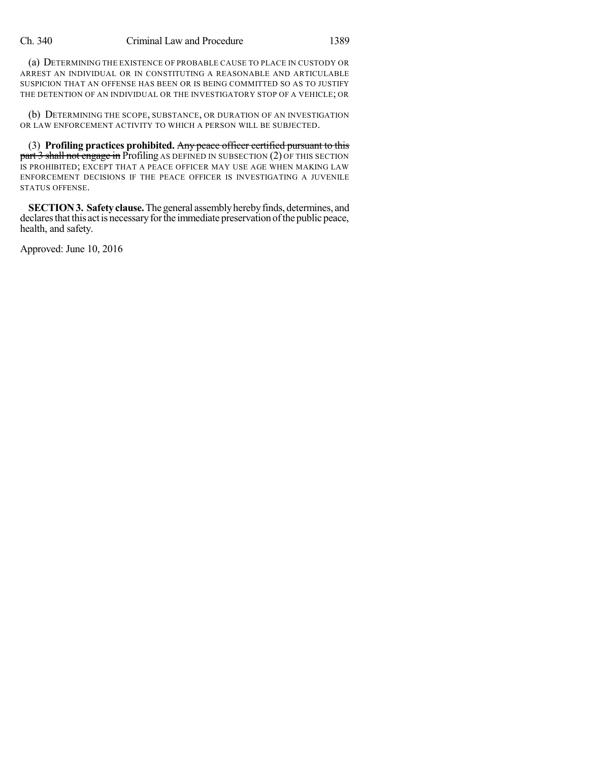(a) DETERMINING THE EXISTENCE OF PROBABLE CAUSE TO PLACE IN CUSTODY OR ARREST AN INDIVIDUAL OR IN CONSTITUTING A REASONABLE AND ARTICULABLE SUSPICION THAT AN OFFENSE HAS BEEN OR IS BEING COMMITTED SO AS TO JUSTIFY THE DETENTION OF AN INDIVIDUAL OR THE INVESTIGATORY STOP OF A VEHICLE; OR

(b) DETERMINING THE SCOPE, SUBSTANCE, OR DURATION OF AN INVESTIGATION OR LAW ENFORCEMENT ACTIVITY TO WHICH A PERSON WILL BE SUBJECTED.

(3) **Profiling practices prohibited.** ~~Any peace officer certified pursuant to this part 3 shall not engage in~~ Profiling AS DEFINED IN SUBSECTION (2) OF THIS SECTION IS PROHIBITED; EXCEPT THAT A PEACE OFFICER MAY USE AGE WHEN MAKING LAW ENFORCEMENT DECISIONS IF THE PEACE OFFICER IS INVESTIGATING A JUVENILE STATUS OFFENSE.

**SECTION 3. Safety clause.** The general assembly hereby finds, determines, and declares that this act is necessary for the immediate preservation of the public peace, health, and safety.

Approved: June 10, 2016